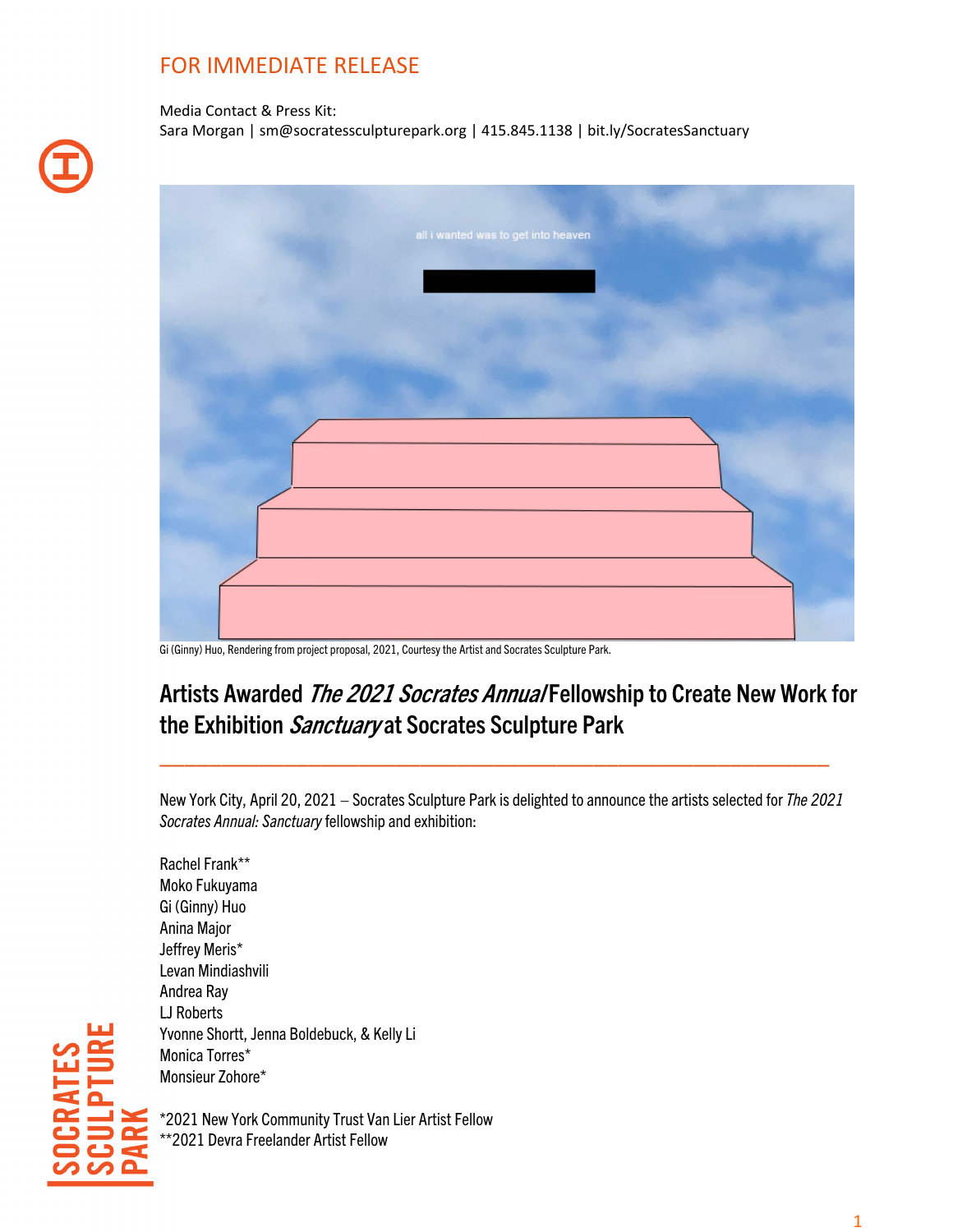FOR IMMEDIATE RELEASE

Media Contact & Press Kit:
Sara Morgan | sm@socratessculpturepark.org | 415.845.1138 | bit.ly/SocratesSanctuary

Gi (Ginny) Huo, Rendering from project proposal, 2021, Courtesy the Artist and Socrates Sculpture Park.

# Artists Awarded *The 2021 Socrates Annual* Fellowship to Create New Work for the Exhibition *Sanctuary* at Socrates Sculpture Park

New York City, April 20, 2021 – Socrates Sculpture Park is delighted to announce the artists selected for *The 2021 Socrates Annual: Sanctuary* fellowship and exhibition:

Rachel Frank**
Moko Fukuyama
Gi (Ginny) Huo
Anina Major
Jeffrey Meris*
Levan Mindiashvili
Andrea Ray
LJ Roberts
Yvonne Shortt, Jenna Boldebuck, & Kelly Li
Monica Torres*
Monsieur Zohore*

*2021 New York Community Trust Van Lier Artist Fellow
**2021 Devra Freelander Artist Fellow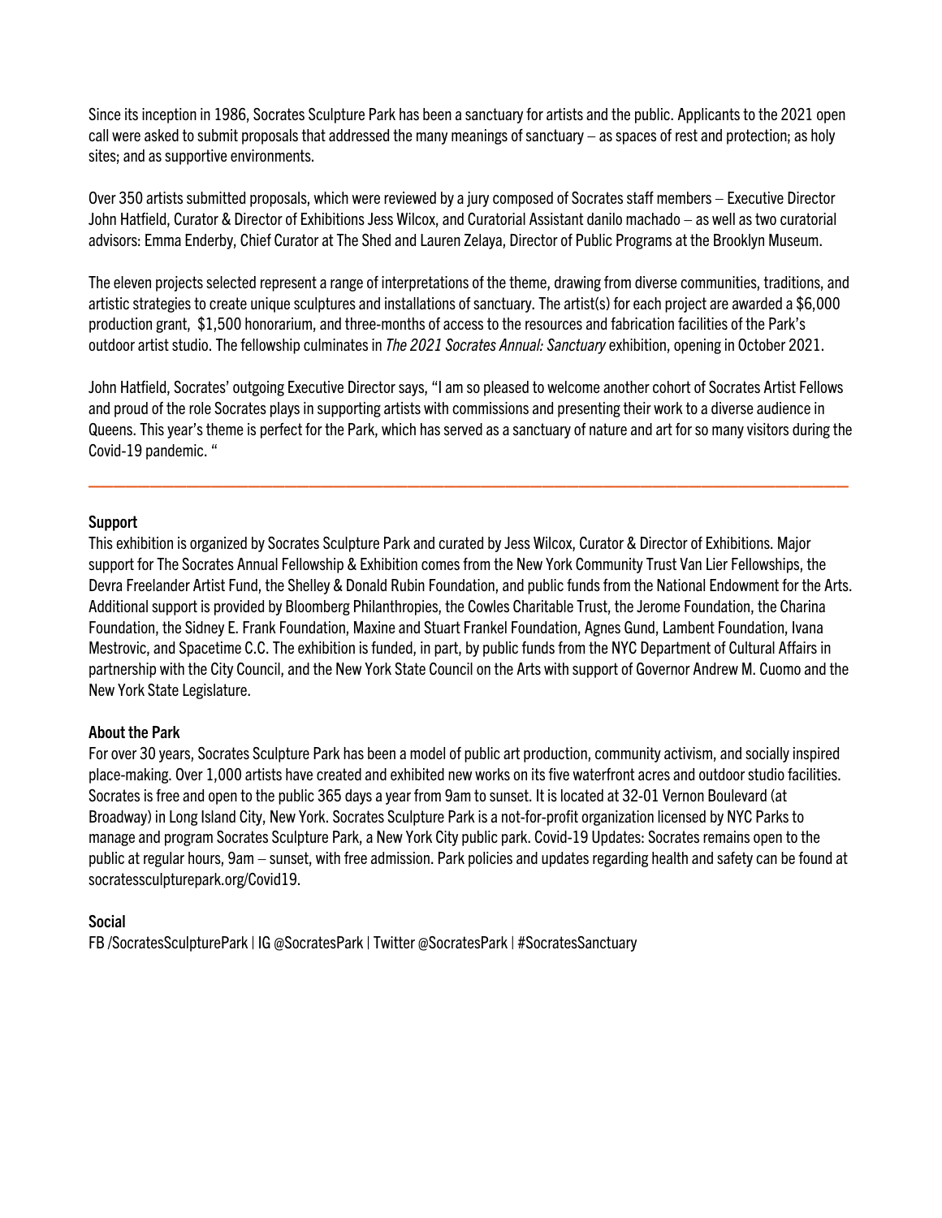Since its inception in 1986, Socrates Sculpture Park has been a sanctuary for artists and the public. Applicants to the 2021 open call were asked to submit proposals that addressed the many meanings of sanctuary – as spaces of rest and protection; as holy sites; and as supportive environments.

Over 350 artists submitted proposals, which were reviewed by a jury composed of Socrates staff members – Executive Director John Hatfield, Curator & Director of Exhibitions Jess Wilcox, and Curatorial Assistant danilo machado – as well as two curatorial advisors: Emma Enderby, Chief Curator at The Shed and Lauren Zelaya, Director of Public Programs at the Brooklyn Museum.

The eleven projects selected represent a range of interpretations of the theme, drawing from diverse communities, traditions, and artistic strategies to create unique sculptures and installations of sanctuary. The artist(s) for each project are awarded a $6,000 production grant, $1,500 honorarium, and three-months of access to the resources and fabrication facilities of the Park's outdoor artist studio. The fellowship culminates in *The 2021 Socrates Annual: Sanctuary* exhibition, opening in October 2021.

John Hatfield, Socrates' outgoing Executive Director says, "I am so pleased to welcome another cohort of Socrates Artist Fellows and proud of the role Socrates plays in supporting artists with commissions and presenting their work to a diverse audience in Queens. This year's theme is perfect for the Park, which has served as a sanctuary of nature and art for so many visitors during the Covid-19 pandemic. "

---

**Support**

This exhibition is organized by Socrates Sculpture Park and curated by Jess Wilcox, Curator & Director of Exhibitions. Major support for The Socrates Annual Fellowship & Exhibition comes from the New York Community Trust Van Lier Fellowships, the Devra Freelander Artist Fund, the Shelley & Donald Rubin Foundation, and public funds from the National Endowment for the Arts. Additional support is provided by Bloomberg Philanthropies, the Cowles Charitable Trust, the Jerome Foundation, the Charina Foundation, the Sidney E. Frank Foundation, Maxine and Stuart Frankel Foundation, Agnes Gund, Lambent Foundation, Ivana Mestrovic, and Spacetime C.C. The exhibition is funded, in part, by public funds from the NYC Department of Cultural Affairs in partnership with the City Council, and the New York State Council on the Arts with support of Governor Andrew M. Cuomo and the New York State Legislature.

**About the Park**

For over 30 years, Socrates Sculpture Park has been a model of public art production, community activism, and socially inspired place-making. Over 1,000 artists have created and exhibited new works on its five waterfront acres and outdoor studio facilities. Socrates is free and open to the public 365 days a year from 9am to sunset. It is located at 32-01 Vernon Boulevard (at Broadway) in Long Island City, New York. Socrates Sculpture Park is a not-for-profit organization licensed by NYC Parks to manage and program Socrates Sculpture Park, a New York City public park. Covid-19 Updates: Socrates remains open to the public at regular hours, 9am – sunset, with free admission. Park policies and updates regarding health and safety can be found at socratessculpturepark.org/Covid19.

**Social**

FB /SocratesSculpturePark | IG @SocratesPark | Twitter @SocratesPark | #SocratesSanctuary